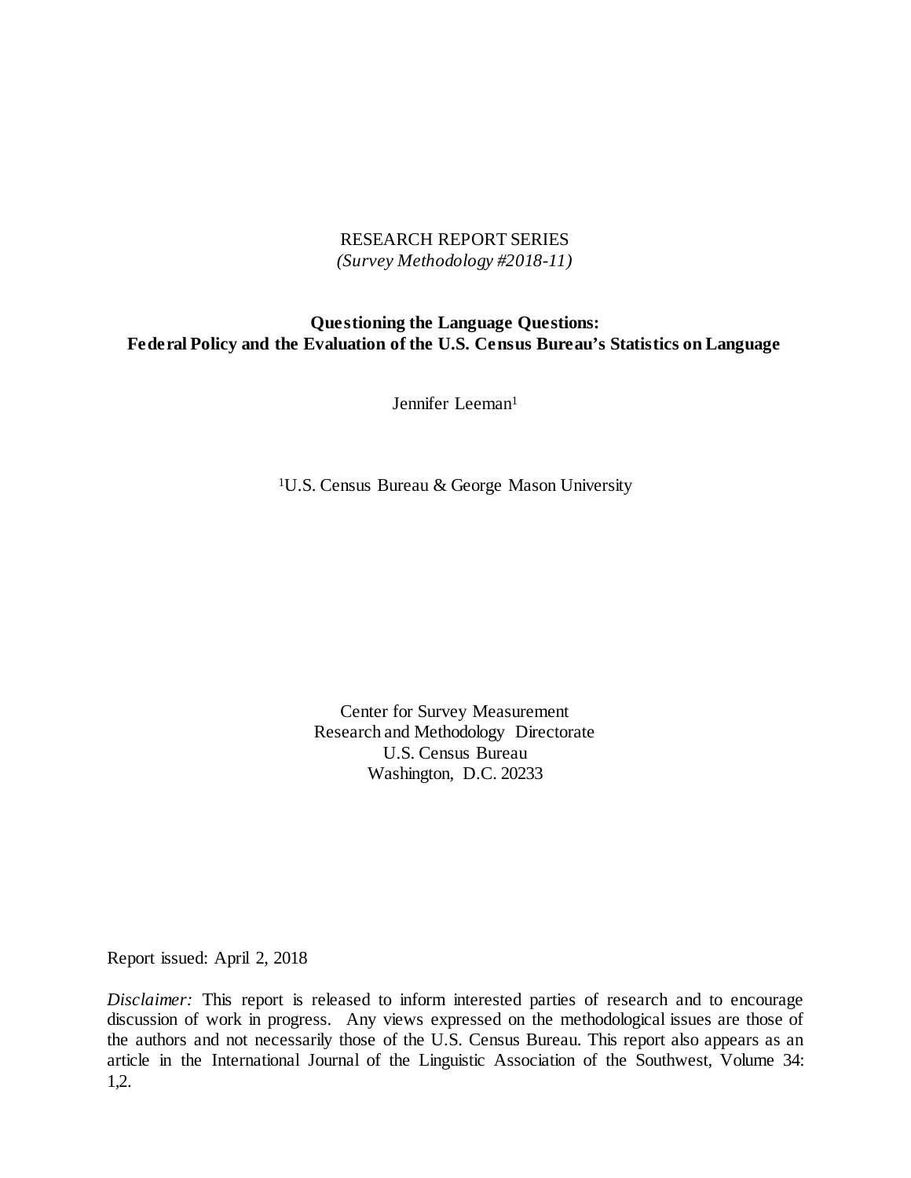RESEARCH REPORT SERIES
*(Survey Methodology #2018-11)*

# Questioning the Language Questions: Federal Policy and the Evaluation of the U.S. Census Bureau's Statistics on Language

Jennifer Leeman[1]

[1]U.S. Census Bureau & George Mason University

Center for Survey Measurement
Research and Methodology Directorate
U.S. Census Bureau
Washington, D.C. 20233

Report issued: April 2, 2018

*Disclaimer:* This report is released to inform interested parties of research and to encourage discussion of work in progress. Any views expressed on the methodological issues are those of the authors and not necessarily those of the U.S. Census Bureau. This report also appears as an article in the International Journal of the Linguistic Association of the Southwest, Volume 34: 1,2.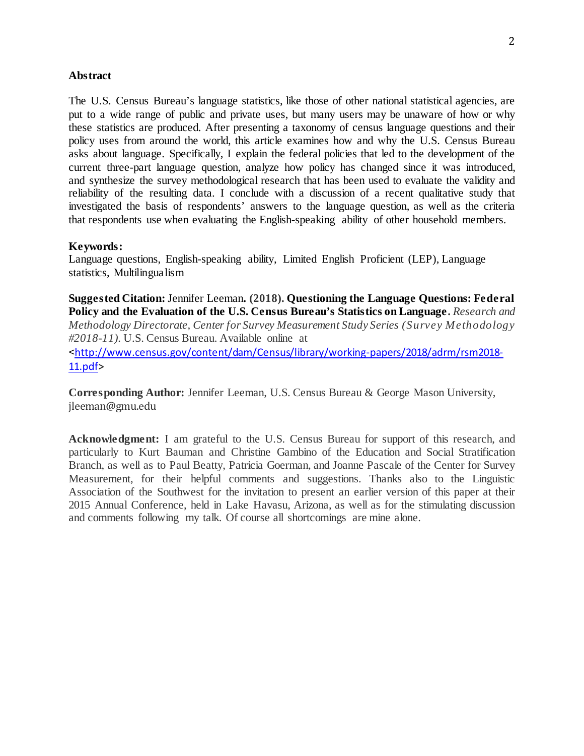**Abstract**

The U.S. Census Bureau's language statistics, like those of other national statistical agencies, are put to a wide range of public and private uses, but many users may be unaware of how or why these statistics are produced. After presenting a taxonomy of census language questions and their policy uses from around the world, this article examines how and why the U.S. Census Bureau asks about language. Specifically, I explain the federal policies that led to the development of the current three-part language question, analyze how policy has changed since it was introduced, and synthesize the survey methodological research that has been used to evaluate the validity and reliability of the resulting data. I conclude with a discussion of a recent qualitative study that investigated the basis of respondents' answers to the language question, as well as the criteria that respondents use when evaluating the English-speaking ability of other household members.

**Keywords:**
Language questions, English-speaking ability, Limited English Proficient (LEP), Language statistics, Multilingualism

**Suggested Citation:** Jennifer Leeman**. (2018). Questioning the Language Questions: Federal Policy and the Evaluation of the U.S. Census Bureau's Statistics on Language.** *Research and Methodology Directorate, Center for Survey Measurement Study Series (Survey Methodology #2018-11).* U.S. Census Bureau. Available online at <http://www.census.gov/content/dam/Census/library/working-papers/2018/adrm/rsm2018-11.pdf>

**Corresponding Author:** Jennifer Leeman, U.S. Census Bureau & George Mason University, jleeman@gmu.edu

**Acknowledgment:** I am grateful to the U.S. Census Bureau for support of this research, and particularly to Kurt Bauman and Christine Gambino of the Education and Social Stratification Branch, as well as to Paul Beatty, Patricia Goerman, and Joanne Pascale of the Center for Survey Measurement, for their helpful comments and suggestions. Thanks also to the Linguistic Association of the Southwest for the invitation to present an earlier version of this paper at their 2015 Annual Conference, held in Lake Havasu, Arizona, as well as for the stimulating discussion and comments following my talk. Of course all shortcomings are mine alone.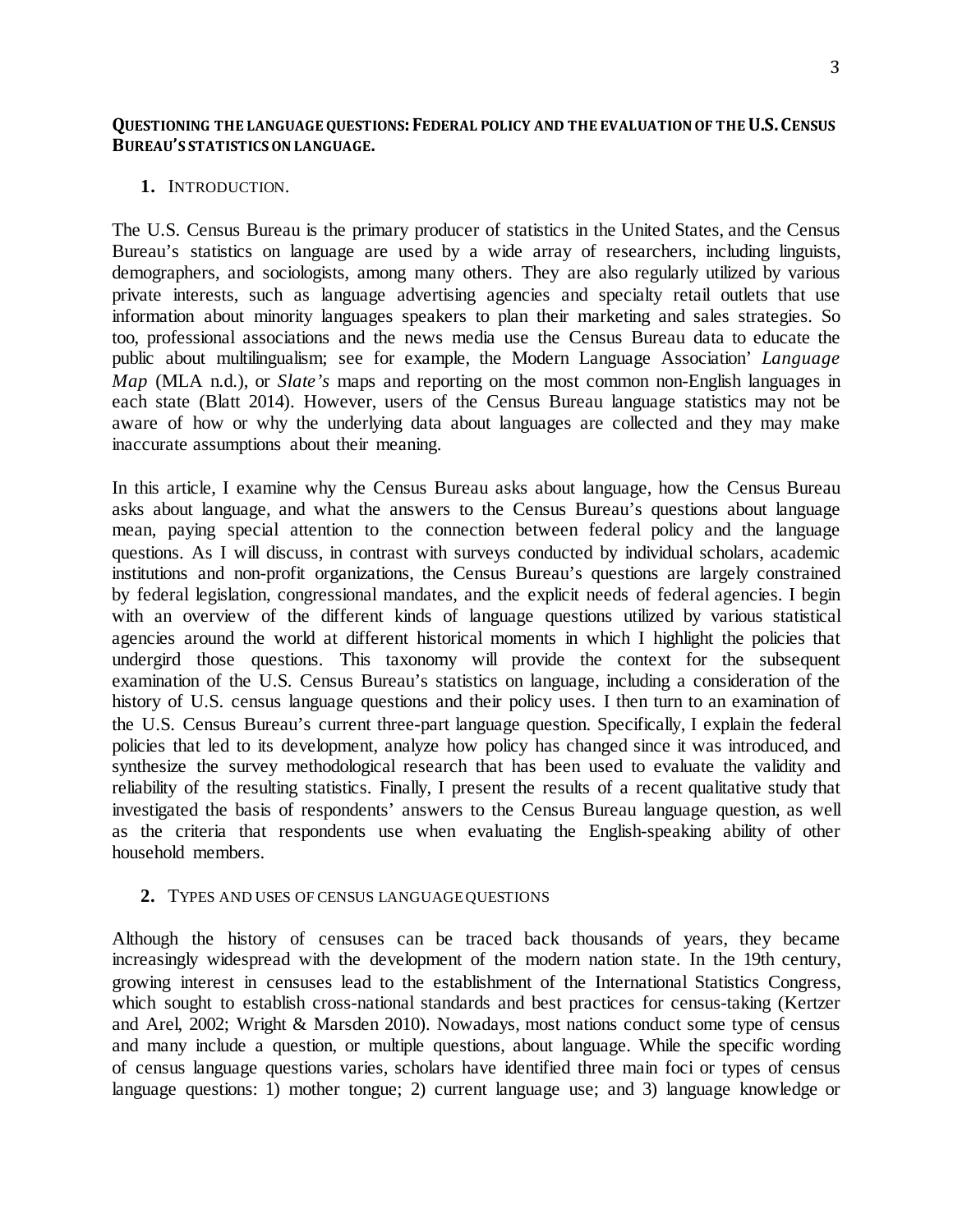# Questioning the language questions: Federal policy and the evaluation of the U.S. Census Bureau's statistics on language.

## 1. Introduction.

The U.S. Census Bureau is the primary producer of statistics in the United States, and the Census Bureau's statistics on language are used by a wide array of researchers, including linguists, demographers, and sociologists, among many others. They are also regularly utilized by various private interests, such as language advertising agencies and specialty retail outlets that use information about minority languages speakers to plan their marketing and sales strategies. So too, professional associations and the news media use the Census Bureau data to educate the public about multilingualism; see for example, the Modern Language Association' *Language Map* (MLA n.d.), or *Slate's* maps and reporting on the most common non-English languages in each state (Blatt 2014). However, users of the Census Bureau language statistics may not be aware of how or why the underlying data about languages are collected and they may make inaccurate assumptions about their meaning.

In this article, I examine why the Census Bureau asks about language, how the Census Bureau asks about language, and what the answers to the Census Bureau's questions about language mean, paying special attention to the connection between federal policy and the language questions. As I will discuss, in contrast with surveys conducted by individual scholars, academic institutions and non-profit organizations, the Census Bureau's questions are largely constrained by federal legislation, congressional mandates, and the explicit needs of federal agencies. I begin with an overview of the different kinds of language questions utilized by various statistical agencies around the world at different historical moments in which I highlight the policies that undergird those questions. This taxonomy will provide the context for the subsequent examination of the U.S. Census Bureau's statistics on language, including a consideration of the history of U.S. census language questions and their policy uses. I then turn to an examination of the U.S. Census Bureau's current three-part language question. Specifically, I explain the federal policies that led to its development, analyze how policy has changed since it was introduced, and synthesize the survey methodological research that has been used to evaluate the validity and reliability of the resulting statistics. Finally, I present the results of a recent qualitative study that investigated the basis of respondents' answers to the Census Bureau language question, as well as the criteria that respondents use when evaluating the English-speaking ability of other household members.

## 2. Types and uses of census language questions

Although the history of censuses can be traced back thousands of years, they became increasingly widespread with the development of the modern nation state. In the 19th century, growing interest in censuses lead to the establishment of the International Statistics Congress, which sought to establish cross-national standards and best practices for census-taking (Kertzer and Arel, 2002; Wright & Marsden 2010). Nowadays, most nations conduct some type of census and many include a question, or multiple questions, about language. While the specific wording of census language questions varies, scholars have identified three main foci or types of census language questions: 1) mother tongue; 2) current language use; and 3) language knowledge or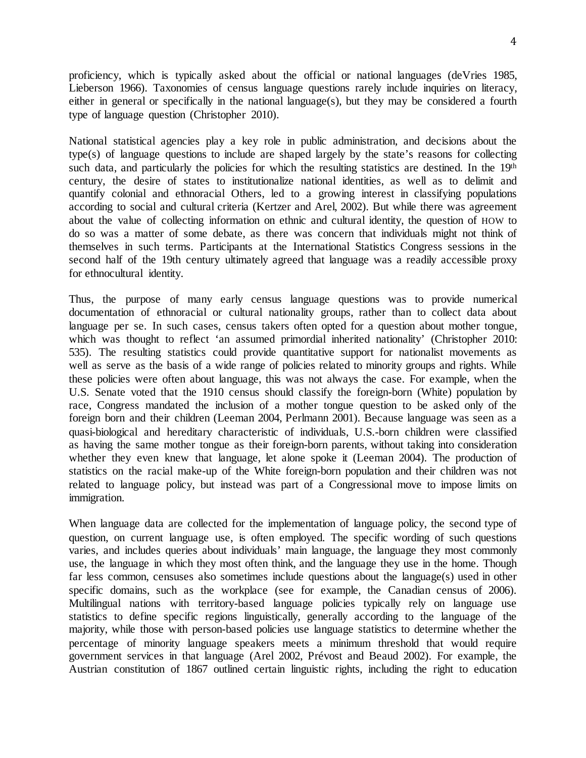proficiency, which is typically asked about the official or national languages (deVries 1985, Lieberson 1966). Taxonomies of census language questions rarely include inquiries on literacy, either in general or specifically in the national language(s), but they may be considered a fourth type of language question (Christopher 2010).

National statistical agencies play a key role in public administration, and decisions about the type(s) of language questions to include are shaped largely by the state's reasons for collecting such data, and particularly the policies for which the resulting statistics are destined. In the 19th century, the desire of states to institutionalize national identities, as well as to delimit and quantify colonial and ethnoracial Others, led to a growing interest in classifying populations according to social and cultural criteria (Kertzer and Arel, 2002). But while there was agreement about the value of collecting information on ethnic and cultural identity, the question of HOW to do so was a matter of some debate, as there was concern that individuals might not think of themselves in such terms. Participants at the International Statistics Congress sessions in the second half of the 19th century ultimately agreed that language was a readily accessible proxy for ethnocultural identity.

Thus, the purpose of many early census language questions was to provide numerical documentation of ethnoracial or cultural nationality groups, rather than to collect data about language per se. In such cases, census takers often opted for a question about mother tongue, which was thought to reflect 'an assumed primordial inherited nationality' (Christopher 2010: 535). The resulting statistics could provide quantitative support for nationalist movements as well as serve as the basis of a wide range of policies related to minority groups and rights. While these policies were often about language, this was not always the case. For example, when the U.S. Senate voted that the 1910 census should classify the foreign-born (White) population by race, Congress mandated the inclusion of a mother tongue question to be asked only of the foreign born and their children (Leeman 2004, Perlmann 2001). Because language was seen as a quasi-biological and hereditary characteristic of individuals, U.S.-born children were classified as having the same mother tongue as their foreign-born parents, without taking into consideration whether they even knew that language, let alone spoke it (Leeman 2004). The production of statistics on the racial make-up of the White foreign-born population and their children was not related to language policy, but instead was part of a Congressional move to impose limits on immigration.

When language data are collected for the implementation of language policy, the second type of question, on current language use, is often employed. The specific wording of such questions varies, and includes queries about individuals' main language, the language they most commonly use, the language in which they most often think, and the language they use in the home. Though far less common, censuses also sometimes include questions about the language(s) used in other specific domains, such as the workplace (see for example, the Canadian census of 2006). Multilingual nations with territory-based language policies typically rely on language use statistics to define specific regions linguistically, generally according to the language of the majority, while those with person-based policies use language statistics to determine whether the percentage of minority language speakers meets a minimum threshold that would require government services in that language (Arel 2002, Prévost and Beaud 2002). For example, the Austrian constitution of 1867 outlined certain linguistic rights, including the right to education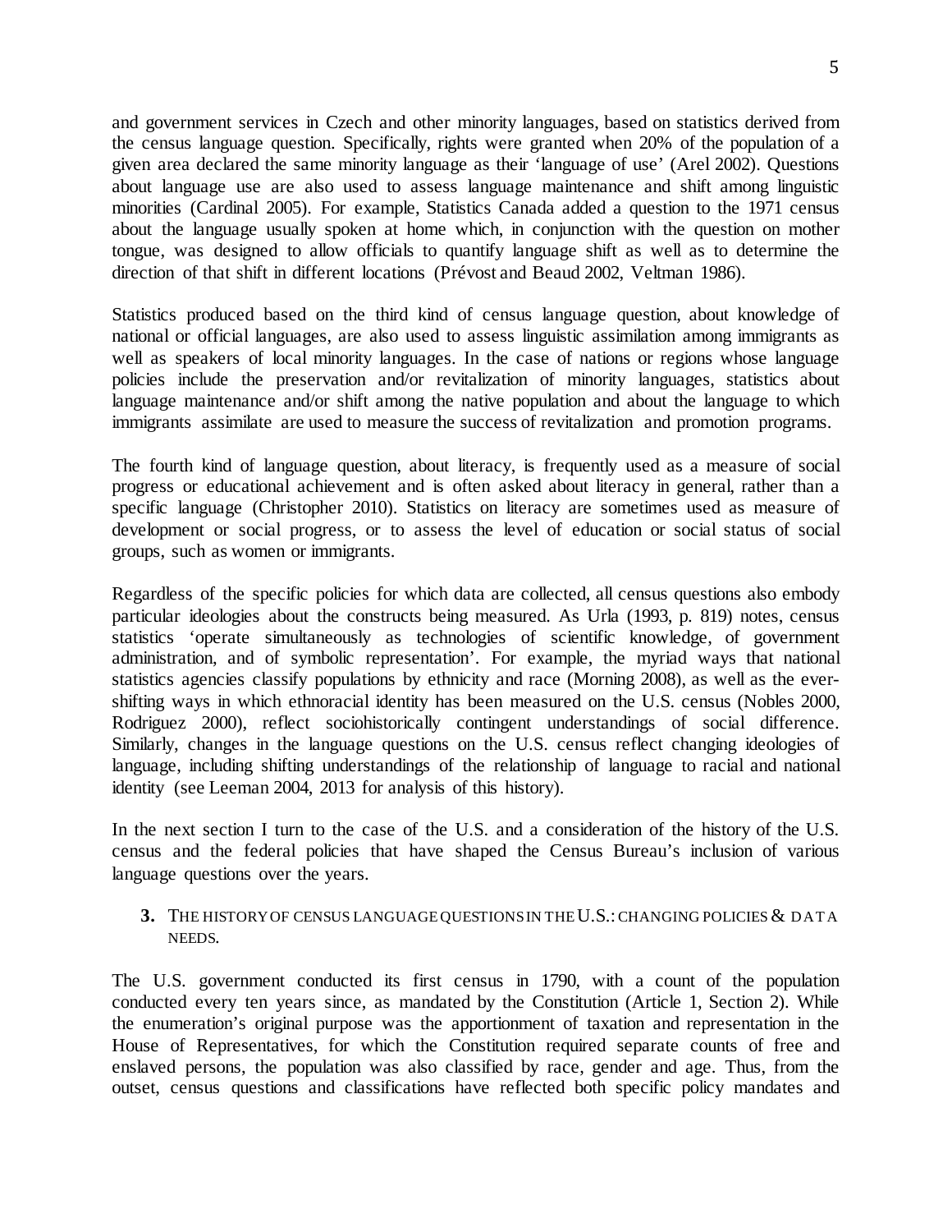and government services in Czech and other minority languages, based on statistics derived from the census language question. Specifically, rights were granted when 20% of the population of a given area declared the same minority language as their 'language of use' (Arel 2002). Questions about language use are also used to assess language maintenance and shift among linguistic minorities (Cardinal 2005). For example, Statistics Canada added a question to the 1971 census about the language usually spoken at home which, in conjunction with the question on mother tongue, was designed to allow officials to quantify language shift as well as to determine the direction of that shift in different locations (Prévost and Beaud 2002, Veltman 1986).

Statistics produced based on the third kind of census language question, about knowledge of national or official languages, are also used to assess linguistic assimilation among immigrants as well as speakers of local minority languages. In the case of nations or regions whose language policies include the preservation and/or revitalization of minority languages, statistics about language maintenance and/or shift among the native population and about the language to which immigrants assimilate are used to measure the success of revitalization and promotion programs.

The fourth kind of language question, about literacy, is frequently used as a measure of social progress or educational achievement and is often asked about literacy in general, rather than a specific language (Christopher 2010). Statistics on literacy are sometimes used as measure of development or social progress, or to assess the level of education or social status of social groups, such as women or immigrants.

Regardless of the specific policies for which data are collected, all census questions also embody particular ideologies about the constructs being measured. As Urla (1993, p. 819) notes, census statistics 'operate simultaneously as technologies of scientific knowledge, of government administration, and of symbolic representation'. For example, the myriad ways that national statistics agencies classify populations by ethnicity and race (Morning 2008), as well as the ever-shifting ways in which ethnoracial identity has been measured on the U.S. census (Nobles 2000, Rodriguez 2000), reflect sociohistorically contingent understandings of social difference. Similarly, changes in the language questions on the U.S. census reflect changing ideologies of language, including shifting understandings of the relationship of language to racial and national identity (see Leeman 2004, 2013 for analysis of this history).

In the next section I turn to the case of the U.S. and a consideration of the history of the U.S. census and the federal policies that have shaped the Census Bureau's inclusion of various language questions over the years.

## 3. The History of Census Language Questions in the U.S.: Changing Policies & Data Needs.

The U.S. government conducted its first census in 1790, with a count of the population conducted every ten years since, as mandated by the Constitution (Article 1, Section 2). While the enumeration's original purpose was the apportionment of taxation and representation in the House of Representatives, for which the Constitution required separate counts of free and enslaved persons, the population was also classified by race, gender and age. Thus, from the outset, census questions and classifications have reflected both specific policy mandates and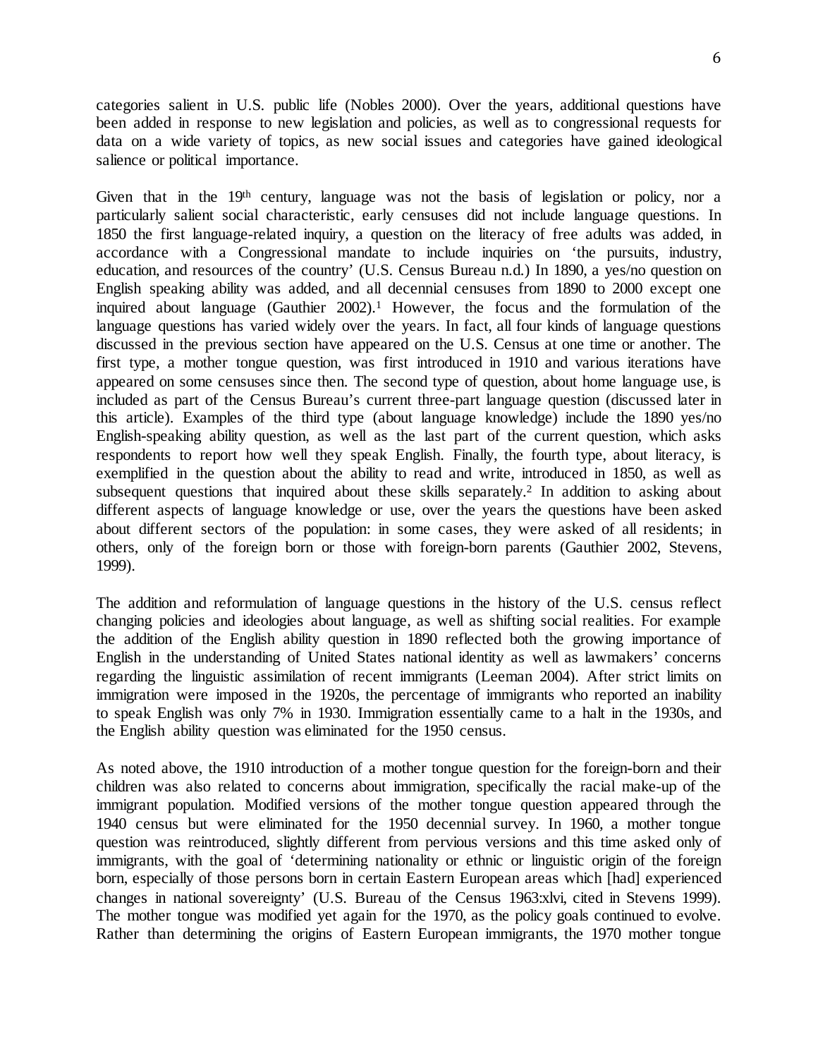categories salient in U.S. public life (Nobles 2000). Over the years, additional questions have been added in response to new legislation and policies, as well as to congressional requests for data on a wide variety of topics, as new social issues and categories have gained ideological salience or political importance.

Given that in the 19th century, language was not the basis of legislation or policy, nor a particularly salient social characteristic, early censuses did not include language questions. In 1850 the first language-related inquiry, a question on the literacy of free adults was added, in accordance with a Congressional mandate to include inquiries on 'the pursuits, industry, education, and resources of the country' (U.S. Census Bureau n.d.) In 1890, a yes/no question on English speaking ability was added, and all decennial censuses from 1890 to 2000 except one inquired about language (Gauthier 2002).[1] However, the focus and the formulation of the language questions has varied widely over the years. In fact, all four kinds of language questions discussed in the previous section have appeared on the U.S. Census at one time or another. The first type, a mother tongue question, was first introduced in 1910 and various iterations have appeared on some censuses since then. The second type of question, about home language use, is included as part of the Census Bureau's current three-part language question (discussed later in this article). Examples of the third type (about language knowledge) include the 1890 yes/no English-speaking ability question, as well as the last part of the current question, which asks respondents to report how well they speak English. Finally, the fourth type, about literacy, is exemplified in the question about the ability to read and write, introduced in 1850, as well as subsequent questions that inquired about these skills separately.[2] In addition to asking about different aspects of language knowledge or use, over the years the questions have been asked about different sectors of the population: in some cases, they were asked of all residents; in others, only of the foreign born or those with foreign-born parents (Gauthier 2002, Stevens, 1999).

The addition and reformulation of language questions in the history of the U.S. census reflect changing policies and ideologies about language, as well as shifting social realities. For example the addition of the English ability question in 1890 reflected both the growing importance of English in the understanding of United States national identity as well as lawmakers' concerns regarding the linguistic assimilation of recent immigrants (Leeman 2004). After strict limits on immigration were imposed in the 1920s, the percentage of immigrants who reported an inability to speak English was only 7% in 1930. Immigration essentially came to a halt in the 1930s, and the English ability question was eliminated for the 1950 census.

As noted above, the 1910 introduction of a mother tongue question for the foreign-born and their children was also related to concerns about immigration, specifically the racial make-up of the immigrant population. Modified versions of the mother tongue question appeared through the 1940 census but were eliminated for the 1950 decennial survey. In 1960, a mother tongue question was reintroduced, slightly different from pervious versions and this time asked only of immigrants, with the goal of 'determining nationality or ethnic or linguistic origin of the foreign born, especially of those persons born in certain Eastern European areas which [had] experienced changes in national sovereignty' (U.S. Bureau of the Census 1963:xlvi, cited in Stevens 1999). The mother tongue was modified yet again for the 1970, as the policy goals continued to evolve. Rather than determining the origins of Eastern European immigrants, the 1970 mother tongue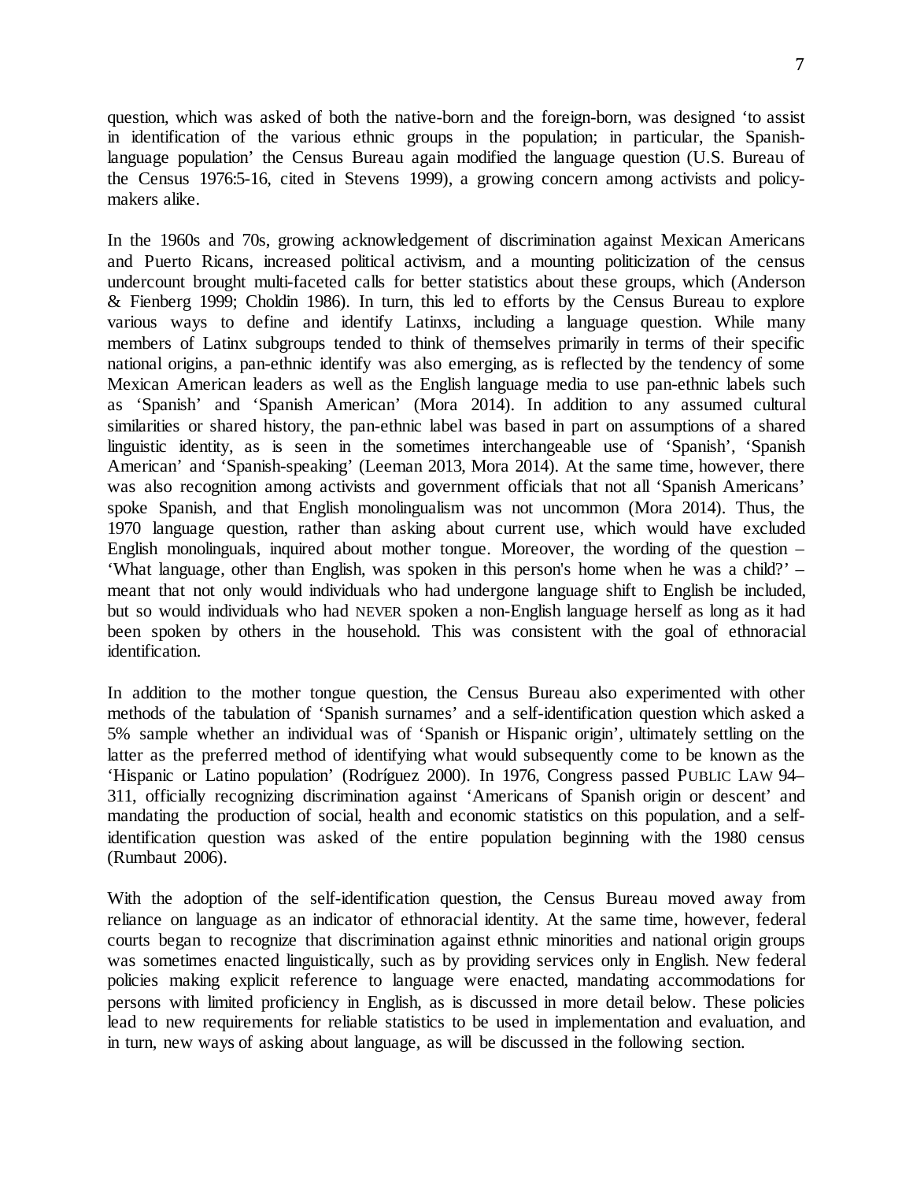question, which was asked of both the native-born and the foreign-born, was designed 'to assist in identification of the various ethnic groups in the population; in particular, the Spanish-language population' the Census Bureau again modified the language question (U.S. Bureau of the Census 1976:5-16, cited in Stevens 1999), a growing concern among activists and policy-makers alike.

In the 1960s and 70s, growing acknowledgement of discrimination against Mexican Americans and Puerto Ricans, increased political activism, and a mounting politicization of the census undercount brought multi-faceted calls for better statistics about these groups, which (Anderson & Fienberg 1999; Choldin 1986). In turn, this led to efforts by the Census Bureau to explore various ways to define and identify Latinxs, including a language question. While many members of Latinx subgroups tended to think of themselves primarily in terms of their specific national origins, a pan-ethnic identify was also emerging, as is reflected by the tendency of some Mexican American leaders as well as the English language media to use pan-ethnic labels such as 'Spanish' and 'Spanish American' (Mora 2014). In addition to any assumed cultural similarities or shared history, the pan-ethnic label was based in part on assumptions of a shared linguistic identity, as is seen in the sometimes interchangeable use of 'Spanish', 'Spanish American' and 'Spanish-speaking' (Leeman 2013, Mora 2014). At the same time, however, there was also recognition among activists and government officials that not all 'Spanish Americans' spoke Spanish, and that English monolingualism was not uncommon (Mora 2014). Thus, the 1970 language question, rather than asking about current use, which would have excluded English monolinguals, inquired about mother tongue. Moreover, the wording of the question – 'What language, other than English, was spoken in this person's home when he was a child?' – meant that not only would individuals who had undergone language shift to English be included, but so would individuals who had NEVER spoken a non-English language herself as long as it had been spoken by others in the household. This was consistent with the goal of ethnoracial identification.

In addition to the mother tongue question, the Census Bureau also experimented with other methods of the tabulation of 'Spanish surnames' and a self-identification question which asked a 5% sample whether an individual was of 'Spanish or Hispanic origin', ultimately settling on the latter as the preferred method of identifying what would subsequently come to be known as the 'Hispanic or Latino population' (Rodríguez 2000). In 1976, Congress passed PUBLIC LAW 94–311, officially recognizing discrimination against 'Americans of Spanish origin or descent' and mandating the production of social, health and economic statistics on this population, and a self-identification question was asked of the entire population beginning with the 1980 census (Rumbaut 2006).

With the adoption of the self-identification question, the Census Bureau moved away from reliance on language as an indicator of ethnoracial identity. At the same time, however, federal courts began to recognize that discrimination against ethnic minorities and national origin groups was sometimes enacted linguistically, such as by providing services only in English. New federal policies making explicit reference to language were enacted, mandating accommodations for persons with limited proficiency in English, as is discussed in more detail below. These policies lead to new requirements for reliable statistics to be used in implementation and evaluation, and in turn, new ways of asking about language, as will be discussed in the following section.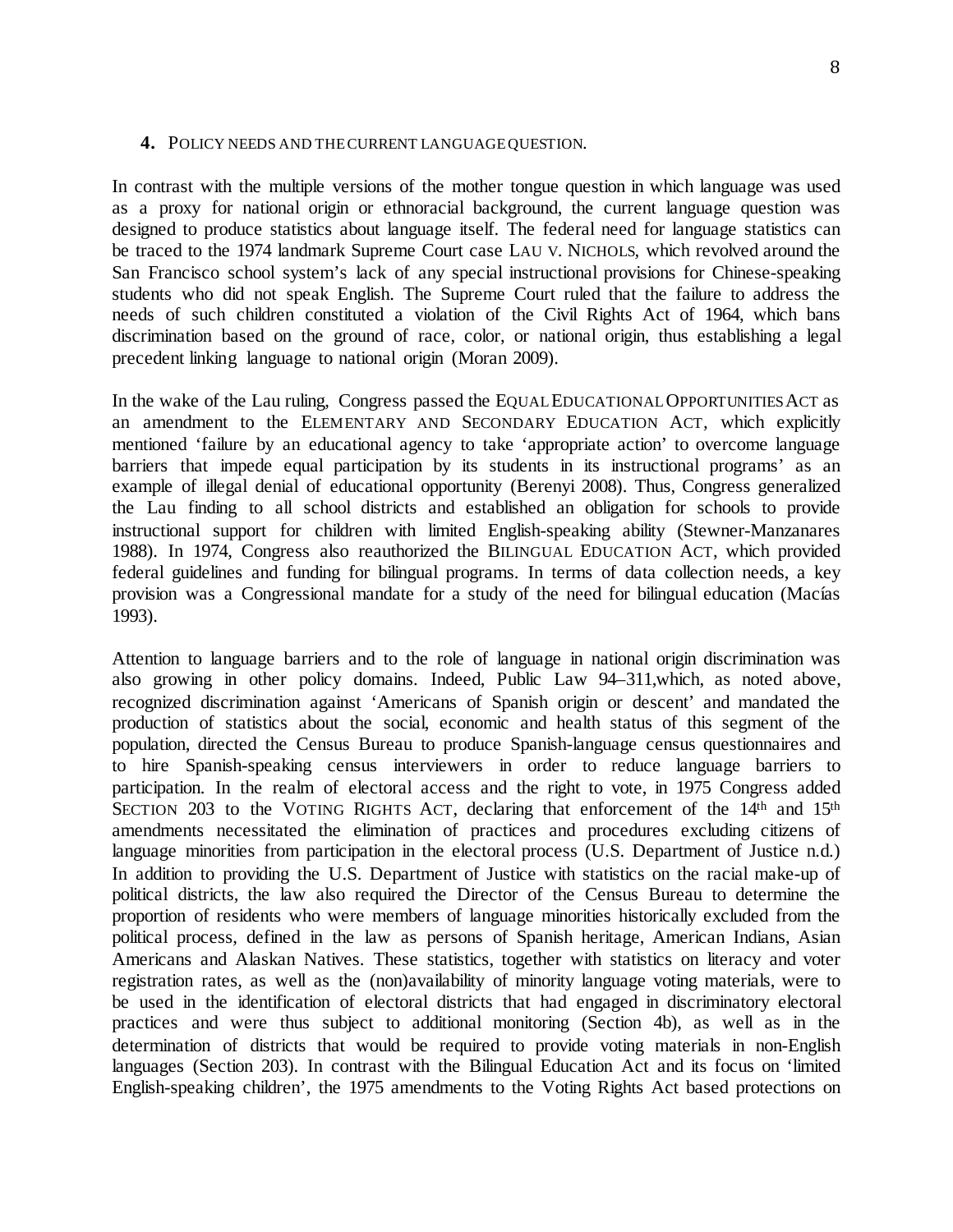## 4. POLICY NEEDS AND THE CURRENT LANGUAGE QUESTION.

In contrast with the multiple versions of the mother tongue question in which language was used as a proxy for national origin or ethnoracial background, the current language question was designed to produce statistics about language itself. The federal need for language statistics can be traced to the 1974 landmark Supreme Court case LAU V. NICHOLS, which revolved around the San Francisco school system's lack of any special instructional provisions for Chinese-speaking students who did not speak English. The Supreme Court ruled that the failure to address the needs of such children constituted a violation of the Civil Rights Act of 1964, which bans discrimination based on the ground of race, color, or national origin, thus establishing a legal precedent linking language to national origin (Moran 2009).

In the wake of the Lau ruling, Congress passed the EQUAL EDUCATIONAL OPPORTUNITIES ACT as an amendment to the ELEMENTARY AND SECONDARY EDUCATION ACT, which explicitly mentioned 'failure by an educational agency to take 'appropriate action' to overcome language barriers that impede equal participation by its students in its instructional programs' as an example of illegal denial of educational opportunity (Berenyi 2008). Thus, Congress generalized the Lau finding to all school districts and established an obligation for schools to provide instructional support for children with limited English-speaking ability (Stewner-Manzanares 1988). In 1974, Congress also reauthorized the BILINGUAL EDUCATION ACT, which provided federal guidelines and funding for bilingual programs. In terms of data collection needs, a key provision was a Congressional mandate for a study of the need for bilingual education (Macías 1993).

Attention to language barriers and to the role of language in national origin discrimination was also growing in other policy domains. Indeed, Public Law 94–311,which, as noted above, recognized discrimination against 'Americans of Spanish origin or descent' and mandated the production of statistics about the social, economic and health status of this segment of the population, directed the Census Bureau to produce Spanish-language census questionnaires and to hire Spanish-speaking census interviewers in order to reduce language barriers to participation. In the realm of electoral access and the right to vote, in 1975 Congress added SECTION 203 to the VOTING RIGHTS ACT, declaring that enforcement of the 14th and 15th amendments necessitated the elimination of practices and procedures excluding citizens of language minorities from participation in the electoral process (U.S. Department of Justice n.d.) In addition to providing the U.S. Department of Justice with statistics on the racial make-up of political districts, the law also required the Director of the Census Bureau to determine the proportion of residents who were members of language minorities historically excluded from the political process, defined in the law as persons of Spanish heritage, American Indians, Asian Americans and Alaskan Natives. These statistics, together with statistics on literacy and voter registration rates, as well as the (non)availability of minority language voting materials, were to be used in the identification of electoral districts that had engaged in discriminatory electoral practices and were thus subject to additional monitoring (Section 4b), as well as in the determination of districts that would be required to provide voting materials in non-English languages (Section 203). In contrast with the Bilingual Education Act and its focus on 'limited English-speaking children', the 1975 amendments to the Voting Rights Act based protections on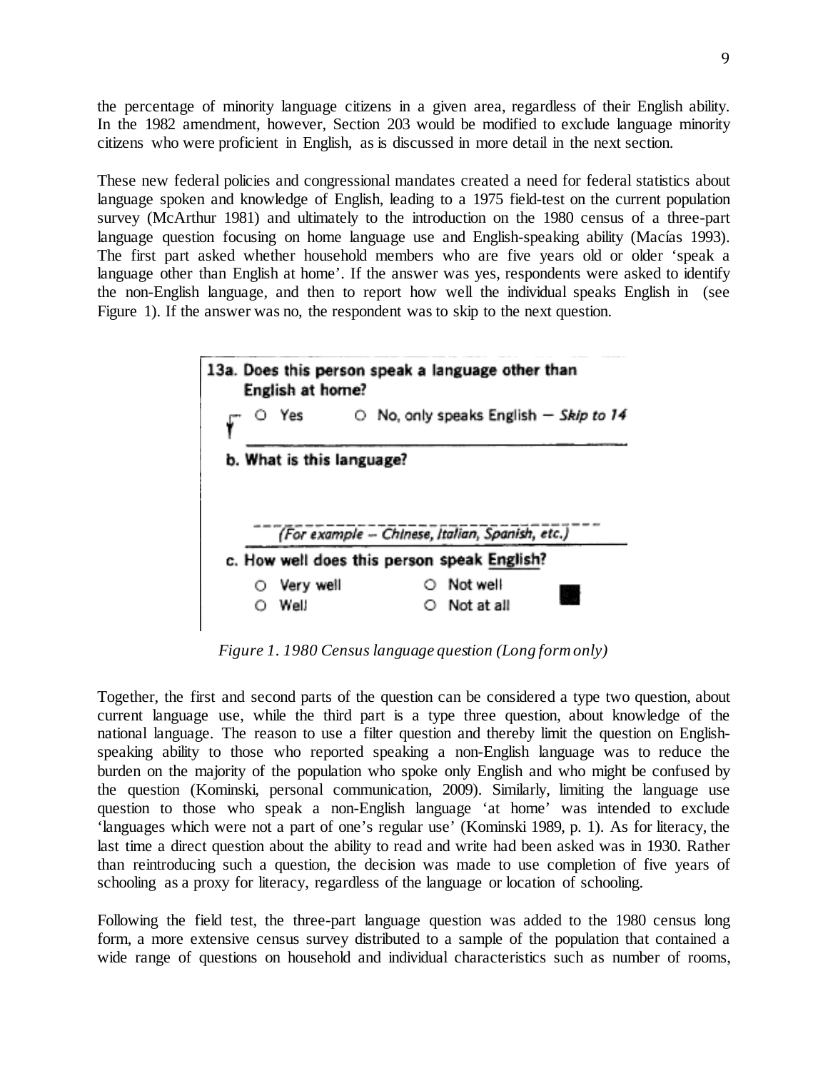the percentage of minority language citizens in a given area, regardless of their English ability. In the 1982 amendment, however, Section 203 would be modified to exclude language minority citizens who were proficient in English, as is discussed in more detail in the next section.

These new federal policies and congressional mandates created a need for federal statistics about language spoken and knowledge of English, leading to a 1975 field-test on the current population survey (McArthur 1981) and ultimately to the introduction on the 1980 census of a three-part language question focusing on home language use and English-speaking ability (Macías 1993). The first part asked whether household members who are five years old or older 'speak a language other than English at home'. If the answer was yes, respondents were asked to identify the non-English language, and then to report how well the individual speaks English in (see Figure 1). If the answer was no, the respondent was to skip to the next question.

13a. Does this person speak a language other than English at home?

○ Yes ○ No, only speaks English — *Skip to 14*

b. What is this language?

*(For example – Chinese, Italian, Spanish, etc.)*

c. How well does this person speak English?

○ Very well ○ Not well
○ Well ○ Not at all

*Figure 1. 1980 Census language question (Long form only)*

Together, the first and second parts of the question can be considered a type two question, about current language use, while the third part is a type three question, about knowledge of the national language. The reason to use a filter question and thereby limit the question on English-speaking ability to those who reported speaking a non-English language was to reduce the burden on the majority of the population who spoke only English and who might be confused by the question (Kominski, personal communication, 2009). Similarly, limiting the language use question to those who speak a non-English language 'at home' was intended to exclude 'languages which were not a part of one's regular use' (Kominski 1989, p. 1). As for literacy, the last time a direct question about the ability to read and write had been asked was in 1930. Rather than reintroducing such a question, the decision was made to use completion of five years of schooling as a proxy for literacy, regardless of the language or location of schooling.

Following the field test, the three-part language question was added to the 1980 census long form, a more extensive census survey distributed to a sample of the population that contained a wide range of questions on household and individual characteristics such as number of rooms,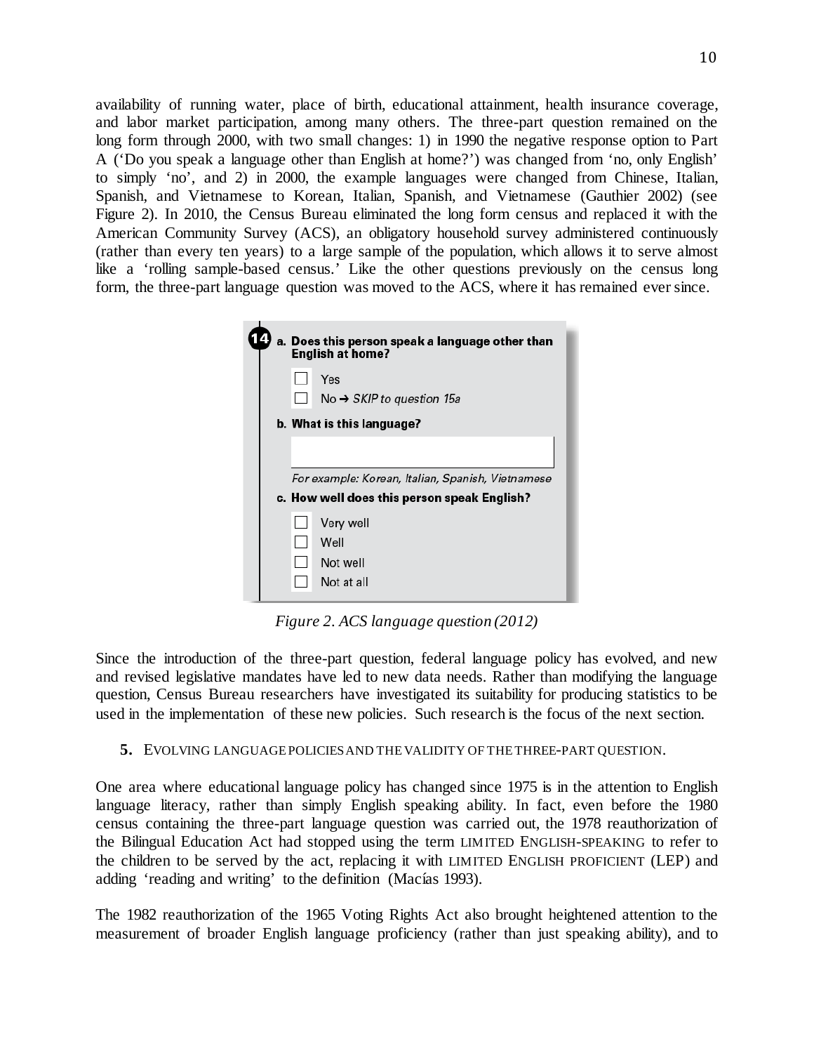availability of running water, place of birth, educational attainment, health insurance coverage, and labor market participation, among many others. The three-part question remained on the long form through 2000, with two small changes: 1) in 1990 the negative response option to Part A ('Do you speak a language other than English at home?') was changed from 'no, only English' to simply 'no', and 2) in 2000, the example languages were changed from Chinese, Italian, Spanish, and Vietnamese to Korean, Italian, Spanish, and Vietnamese (Gauthier 2002) (see Figure 2). In 2010, the Census Bureau eliminated the long form census and replaced it with the American Community Survey (ACS), an obligatory household survey administered continuously (rather than every ten years) to a large sample of the population, which allows it to serve almost like a 'rolling sample-based census.' Like the other questions previously on the census long form, the three-part language question was moved to the ACS, where it has remained ever since.

**14** **a. Does this person speak a language other than English at home?**

- ☐ Yes
- ☐ No → *SKIP to question 15a*

**b. What is this language?**

*For example: Korean, Italian, Spanish, Vietnamese*

**c. How well does this person speak English?**

- ☐ Very well
- ☐ Well
- ☐ Not well
- ☐ Not at all

*Figure 2. ACS language question (2012)*

Since the introduction of the three-part question, federal language policy has evolved, and new and revised legislative mandates have led to new data needs. Rather than modifying the language question, Census Bureau researchers have investigated its suitability for producing statistics to be used in the implementation of these new policies. Such research is the focus of the next section.

## 5. EVOLVING LANGUAGE POLICIES AND THE VALIDITY OF THE THREE-PART QUESTION.

One area where educational language policy has changed since 1975 is in the attention to English language literacy, rather than simply English speaking ability. In fact, even before the 1980 census containing the three-part language question was carried out, the 1978 reauthorization of the Bilingual Education Act had stopped using the term LIMITED ENGLISH-SPEAKING to refer to the children to be served by the act, replacing it with LIMITED ENGLISH PROFICIENT (LEP) and adding 'reading and writing' to the definition (Macías 1993).

The 1982 reauthorization of the 1965 Voting Rights Act also brought heightened attention to the measurement of broader English language proficiency (rather than just speaking ability), and to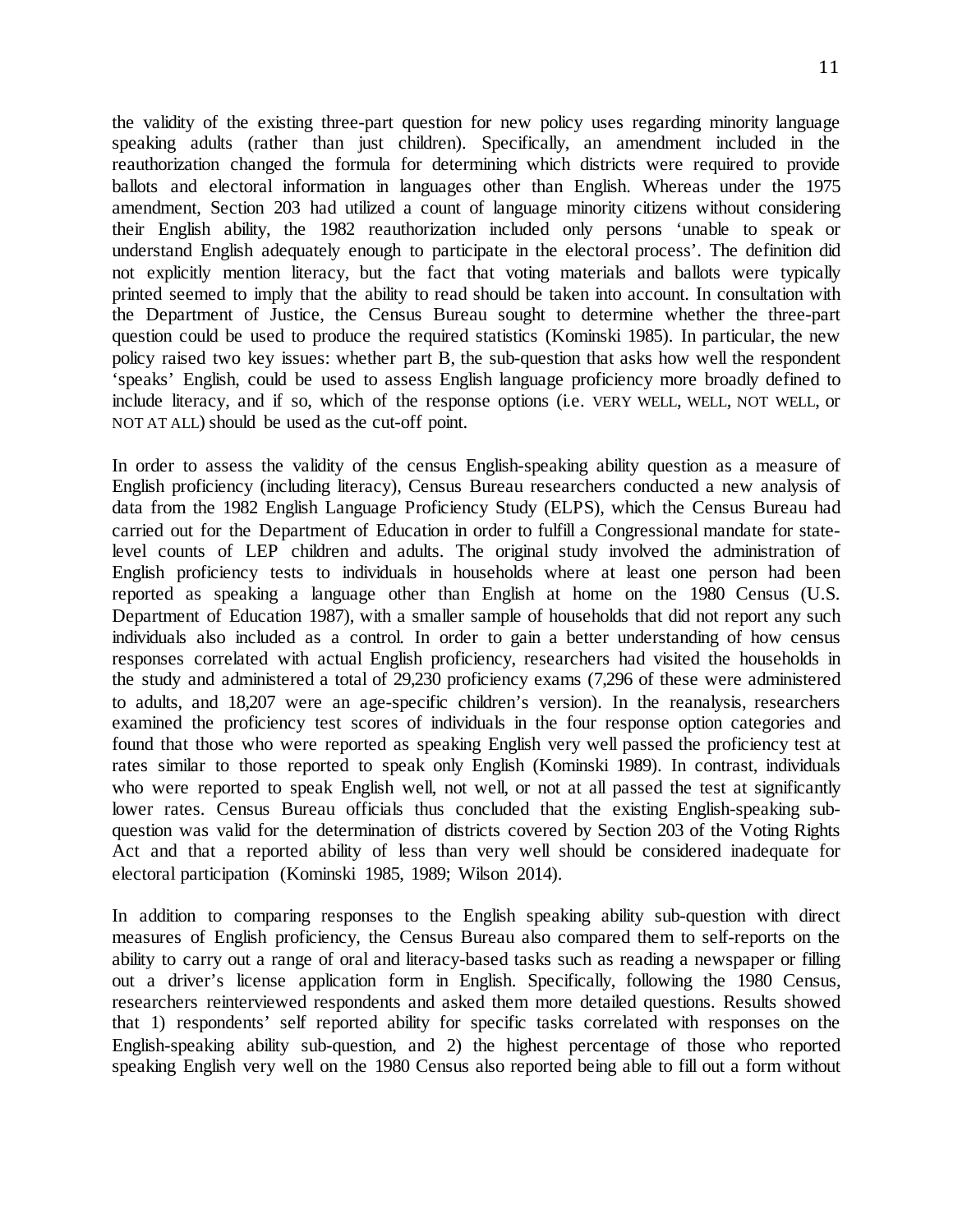the validity of the existing three-part question for new policy uses regarding minority language speaking adults (rather than just children). Specifically, an amendment included in the reauthorization changed the formula for determining which districts were required to provide ballots and electoral information in languages other than English. Whereas under the 1975 amendment, Section 203 had utilized a count of language minority citizens without considering their English ability, the 1982 reauthorization included only persons 'unable to speak or understand English adequately enough to participate in the electoral process'. The definition did not explicitly mention literacy, but the fact that voting materials and ballots were typically printed seemed to imply that the ability to read should be taken into account. In consultation with the Department of Justice, the Census Bureau sought to determine whether the three-part question could be used to produce the required statistics (Kominski 1985). In particular, the new policy raised two key issues: whether part B, the sub-question that asks how well the respondent 'speaks' English, could be used to assess English language proficiency more broadly defined to include literacy, and if so, which of the response options (i.e. VERY WELL, WELL, NOT WELL, or NOT AT ALL) should be used as the cut-off point.

In order to assess the validity of the census English-speaking ability question as a measure of English proficiency (including literacy), Census Bureau researchers conducted a new analysis of data from the 1982 English Language Proficiency Study (ELPS), which the Census Bureau had carried out for the Department of Education in order to fulfill a Congressional mandate for state-level counts of LEP children and adults. The original study involved the administration of English proficiency tests to individuals in households where at least one person had been reported as speaking a language other than English at home on the 1980 Census (U.S. Department of Education 1987), with a smaller sample of households that did not report any such individuals also included as a control. In order to gain a better understanding of how census responses correlated with actual English proficiency, researchers had visited the households in the study and administered a total of 29,230 proficiency exams (7,296 of these were administered to adults, and 18,207 were an age-specific children's version). In the reanalysis, researchers examined the proficiency test scores of individuals in the four response option categories and found that those who were reported as speaking English very well passed the proficiency test at rates similar to those reported to speak only English (Kominski 1989). In contrast, individuals who were reported to speak English well, not well, or not at all passed the test at significantly lower rates. Census Bureau officials thus concluded that the existing English-speaking sub-question was valid for the determination of districts covered by Section 203 of the Voting Rights Act and that a reported ability of less than very well should be considered inadequate for electoral participation (Kominski 1985, 1989; Wilson 2014).

In addition to comparing responses to the English speaking ability sub-question with direct measures of English proficiency, the Census Bureau also compared them to self-reports on the ability to carry out a range of oral and literacy-based tasks such as reading a newspaper or filling out a driver's license application form in English. Specifically, following the 1980 Census, researchers reinterviewed respondents and asked them more detailed questions. Results showed that 1) respondents' self reported ability for specific tasks correlated with responses on the English-speaking ability sub-question, and 2) the highest percentage of those who reported speaking English very well on the 1980 Census also reported being able to fill out a form without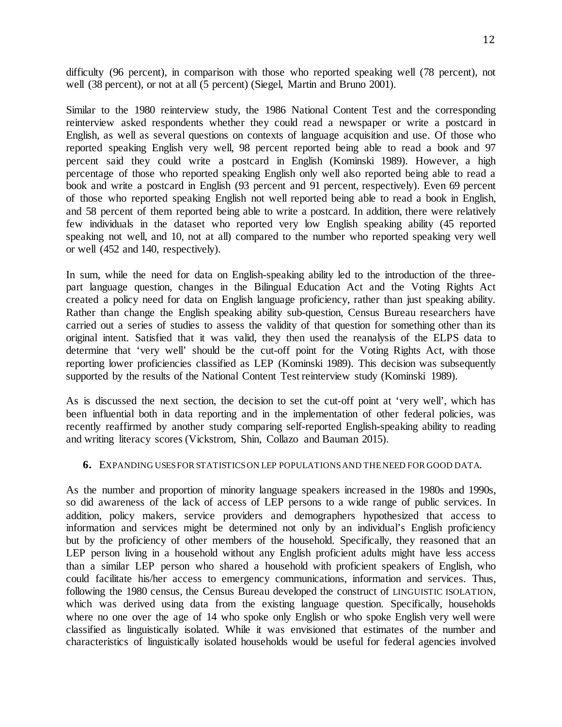difficulty (96 percent), in comparison with those who reported speaking well (78 percent), not well (38 percent), or not at all (5 percent) (Siegel, Martin and Bruno 2001).

Similar to the 1980 reinterview study, the 1986 National Content Test and the corresponding reinterview asked respondents whether they could read a newspaper or write a postcard in English, as well as several questions on contexts of language acquisition and use. Of those who reported speaking English very well, 98 percent reported being able to read a book and 97 percent said they could write a postcard in English (Kominski 1989). However, a high percentage of those who reported speaking English only well also reported being able to read a book and write a postcard in English (93 percent and 91 percent, respectively). Even 69 percent of those who reported speaking English not well reported being able to read a book in English, and 58 percent of them reported being able to write a postcard. In addition, there were relatively few individuals in the dataset who reported very low English speaking ability (45 reported speaking not well, and 10, not at all) compared to the number who reported speaking very well or well (452 and 140, respectively).

In sum, while the need for data on English-speaking ability led to the introduction of the three-part language question, changes in the Bilingual Education Act and the Voting Rights Act created a policy need for data on English language proficiency, rather than just speaking ability. Rather than change the English speaking ability sub-question, Census Bureau researchers have carried out a series of studies to assess the validity of that question for something other than its original intent. Satisfied that it was valid, they then used the reanalysis of the ELPS data to determine that 'very well' should be the cut-off point for the Voting Rights Act, with those reporting lower proficiencies classified as LEP (Kominski 1989). This decision was subsequently supported by the results of the National Content Test reinterview study (Kominski 1989).

As is discussed the next section, the decision to set the cut-off point at 'very well', which has been influential both in data reporting and in the implementation of other federal policies, was recently reaffirmed by another study comparing self-reported English-speaking ability to reading and writing literacy scores (Vickstrom, Shin, Collazo and Bauman 2015).

## 6. EXPANDING USES FOR STATISTICS ON LEP POPULATIONS AND THE NEED FOR GOOD DATA.

As the number and proportion of minority language speakers increased in the 1980s and 1990s, so did awareness of the lack of access of LEP persons to a wide range of public services. In addition, policy makers, service providers and demographers hypothesized that access to information and services might be determined not only by an individual's English proficiency but by the proficiency of other members of the household. Specifically, they reasoned that an LEP person living in a household without any English proficient adults might have less access than a similar LEP person who shared a household with proficient speakers of English, who could facilitate his/her access to emergency communications, information and services. Thus, following the 1980 census, the Census Bureau developed the construct of LINGUISTIC ISOLATION, which was derived using data from the existing language question. Specifically, households where no one over the age of 14 who spoke only English or who spoke English very well were classified as linguistically isolated. While it was envisioned that estimates of the number and characteristics of linguistically isolated households would be useful for federal agencies involved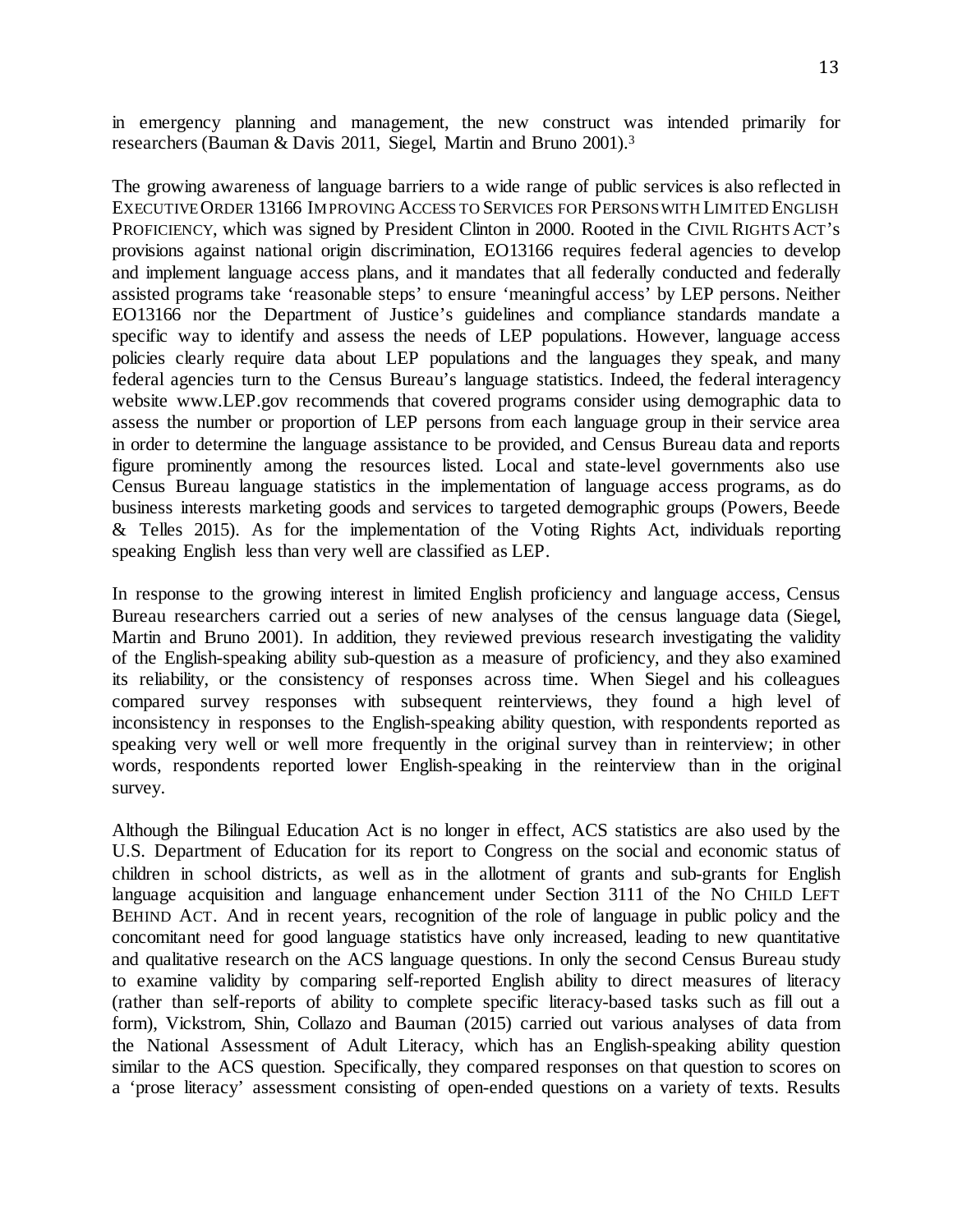in emergency planning and management, the new construct was intended primarily for researchers (Bauman & Davis 2011, Siegel, Martin and Bruno 2001).[3]

The growing awareness of language barriers to a wide range of public services is also reflected in EXECUTIVE ORDER 13166 IMPROVING ACCESS TO SERVICES FOR PERSONS WITH LIMITED ENGLISH PROFICIENCY, which was signed by President Clinton in 2000. Rooted in the CIVIL RIGHTS ACT's provisions against national origin discrimination, EO13166 requires federal agencies to develop and implement language access plans, and it mandates that all federally conducted and federally assisted programs take 'reasonable steps' to ensure 'meaningful access' by LEP persons. Neither EO13166 nor the Department of Justice's guidelines and compliance standards mandate a specific way to identify and assess the needs of LEP populations. However, language access policies clearly require data about LEP populations and the languages they speak, and many federal agencies turn to the Census Bureau's language statistics. Indeed, the federal interagency website www.LEP.gov recommends that covered programs consider using demographic data to assess the number or proportion of LEP persons from each language group in their service area in order to determine the language assistance to be provided, and Census Bureau data and reports figure prominently among the resources listed. Local and state-level governments also use Census Bureau language statistics in the implementation of language access programs, as do business interests marketing goods and services to targeted demographic groups (Powers, Beede & Telles 2015). As for the implementation of the Voting Rights Act, individuals reporting speaking English less than very well are classified as LEP.

In response to the growing interest in limited English proficiency and language access, Census Bureau researchers carried out a series of new analyses of the census language data (Siegel, Martin and Bruno 2001). In addition, they reviewed previous research investigating the validity of the English-speaking ability sub-question as a measure of proficiency, and they also examined its reliability, or the consistency of responses across time. When Siegel and his colleagues compared survey responses with subsequent reinterviews, they found a high level of inconsistency in responses to the English-speaking ability question, with respondents reported as speaking very well or well more frequently in the original survey than in reinterview; in other words, respondents reported lower English-speaking in the reinterview than in the original survey.

Although the Bilingual Education Act is no longer in effect, ACS statistics are also used by the U.S. Department of Education for its report to Congress on the social and economic status of children in school districts, as well as in the allotment of grants and sub-grants for English language acquisition and language enhancement under Section 3111 of the NO CHILD LEFT BEHIND ACT. And in recent years, recognition of the role of language in public policy and the concomitant need for good language statistics have only increased, leading to new quantitative and qualitative research on the ACS language questions. In only the second Census Bureau study to examine validity by comparing self-reported English ability to direct measures of literacy (rather than self-reports of ability to complete specific literacy-based tasks such as fill out a form), Vickstrom, Shin, Collazo and Bauman (2015) carried out various analyses of data from the National Assessment of Adult Literacy, which has an English-speaking ability question similar to the ACS question. Specifically, they compared responses on that question to scores on a 'prose literacy' assessment consisting of open-ended questions on a variety of texts. Results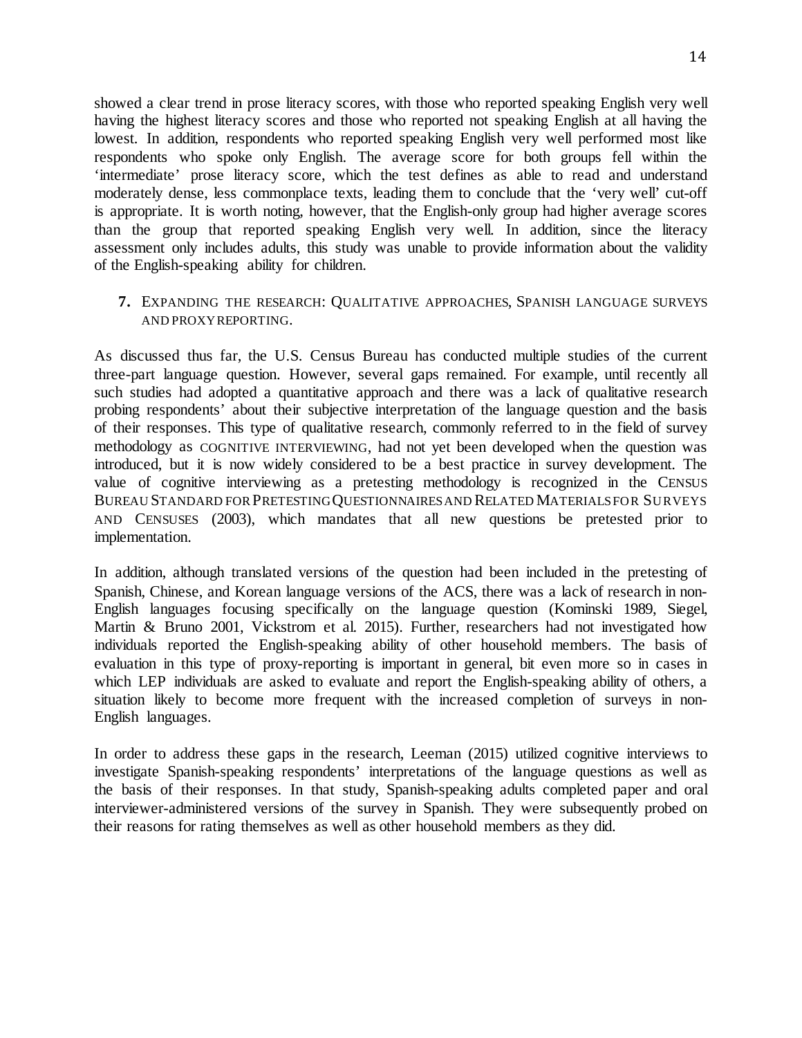showed a clear trend in prose literacy scores, with those who reported speaking English very well having the highest literacy scores and those who reported not speaking English at all having the lowest. In addition, respondents who reported speaking English very well performed most like respondents who spoke only English. The average score for both groups fell within the 'intermediate' prose literacy score, which the test defines as able to read and understand moderately dense, less commonplace texts, leading them to conclude that the 'very well' cut-off is appropriate. It is worth noting, however, that the English-only group had higher average scores than the group that reported speaking English very well. In addition, since the literacy assessment only includes adults, this study was unable to provide information about the validity of the English-speaking ability for children.

## 7. Expanding the research: Qualitative approaches, Spanish language surveys and proxy reporting.

As discussed thus far, the U.S. Census Bureau has conducted multiple studies of the current three-part language question. However, several gaps remained. For example, until recently all such studies had adopted a quantitative approach and there was a lack of qualitative research probing respondents' about their subjective interpretation of the language question and the basis of their responses. This type of qualitative research, commonly referred to in the field of survey methodology as COGNITIVE INTERVIEWING, had not yet been developed when the question was introduced, but it is now widely considered to be a best practice in survey development. The value of cognitive interviewing as a pretesting methodology is recognized in the CENSUS BUREAU STANDARD FOR PRETESTING QUESTIONNAIRES AND RELATED MATERIALS FOR SURVEYS AND CENSUSES (2003), which mandates that all new questions be pretested prior to implementation.

In addition, although translated versions of the question had been included in the pretesting of Spanish, Chinese, and Korean language versions of the ACS, there was a lack of research in non-English languages focusing specifically on the language question (Kominski 1989, Siegel, Martin & Bruno 2001, Vickstrom et al. 2015). Further, researchers had not investigated how individuals reported the English-speaking ability of other household members. The basis of evaluation in this type of proxy-reporting is important in general, bit even more so in cases in which LEP individuals are asked to evaluate and report the English-speaking ability of others, a situation likely to become more frequent with the increased completion of surveys in non-English languages.

In order to address these gaps in the research, Leeman (2015) utilized cognitive interviews to investigate Spanish-speaking respondents' interpretations of the language questions as well as the basis of their responses. In that study, Spanish-speaking adults completed paper and oral interviewer-administered versions of the survey in Spanish. They were subsequently probed on their reasons for rating themselves as well as other household members as they did.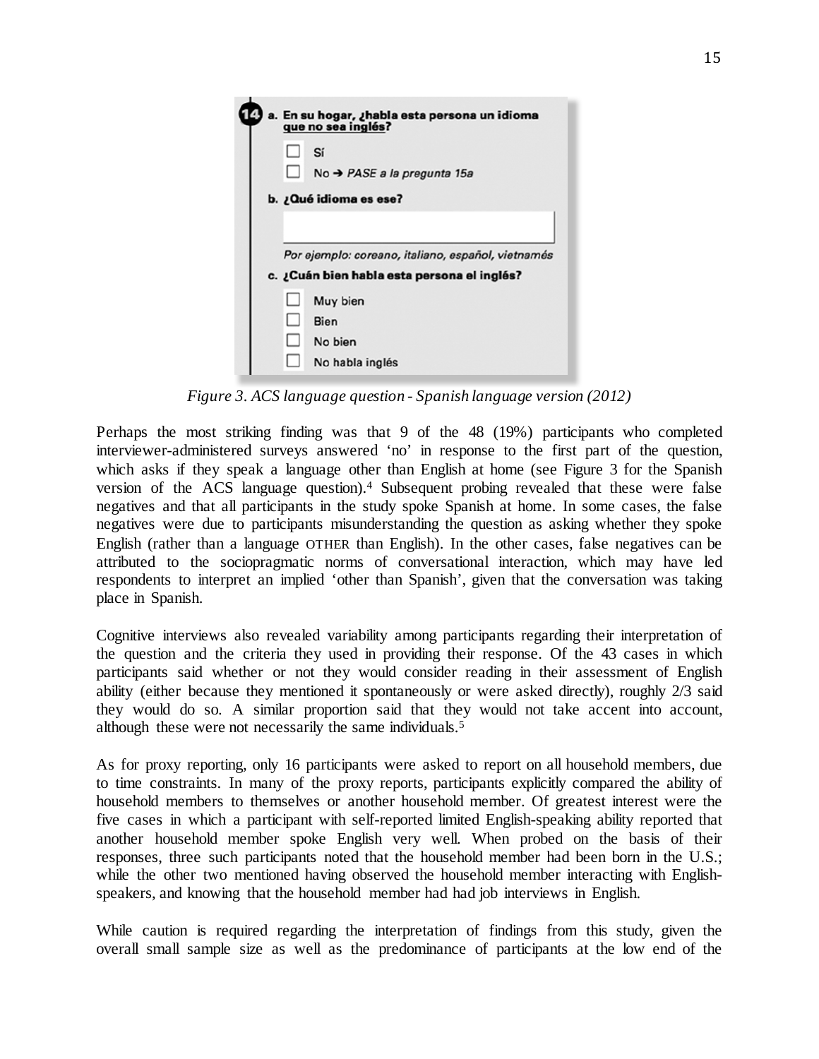14 a. En su hogar, ¿habla esta persona un idioma que no sea inglés?

☐ Sí

☐ No → *PASE a la pregunta 15a*

b. ¿Qué idioma es ese?

*Por ejemplo: coreano, italiano, español, vietnamés*

c. ¿Cuán bien habla esta persona el inglés?

☐ Muy bien

☐ Bien

☐ No bien

☐ No habla inglés

*Figure 3. ACS language question - Spanish language version (2012)*

Perhaps the most striking finding was that 9 of the 48 (19%) participants who completed interviewer-administered surveys answered 'no' in response to the first part of the question, which asks if they speak a language other than English at home (see Figure 3 for the Spanish version of the ACS language question).[4] Subsequent probing revealed that these were false negatives and that all participants in the study spoke Spanish at home. In some cases, the false negatives were due to participants misunderstanding the question as asking whether they spoke English (rather than a language OTHER than English). In the other cases, false negatives can be attributed to the sociopragmatic norms of conversational interaction, which may have led respondents to interpret an implied 'other than Spanish', given that the conversation was taking place in Spanish.

Cognitive interviews also revealed variability among participants regarding their interpretation of the question and the criteria they used in providing their response. Of the 43 cases in which participants said whether or not they would consider reading in their assessment of English ability (either because they mentioned it spontaneously or were asked directly), roughly 2/3 said they would do so. A similar proportion said that they would not take accent into account, although these were not necessarily the same individuals.[5]

As for proxy reporting, only 16 participants were asked to report on all household members, due to time constraints. In many of the proxy reports, participants explicitly compared the ability of household members to themselves or another household member. Of greatest interest were the five cases in which a participant with self-reported limited English-speaking ability reported that another household member spoke English very well. When probed on the basis of their responses, three such participants noted that the household member had been born in the U.S.; while the other two mentioned having observed the household member interacting with English-speakers, and knowing that the household member had had job interviews in English.

While caution is required regarding the interpretation of findings from this study, given the overall small sample size as well as the predominance of participants at the low end of the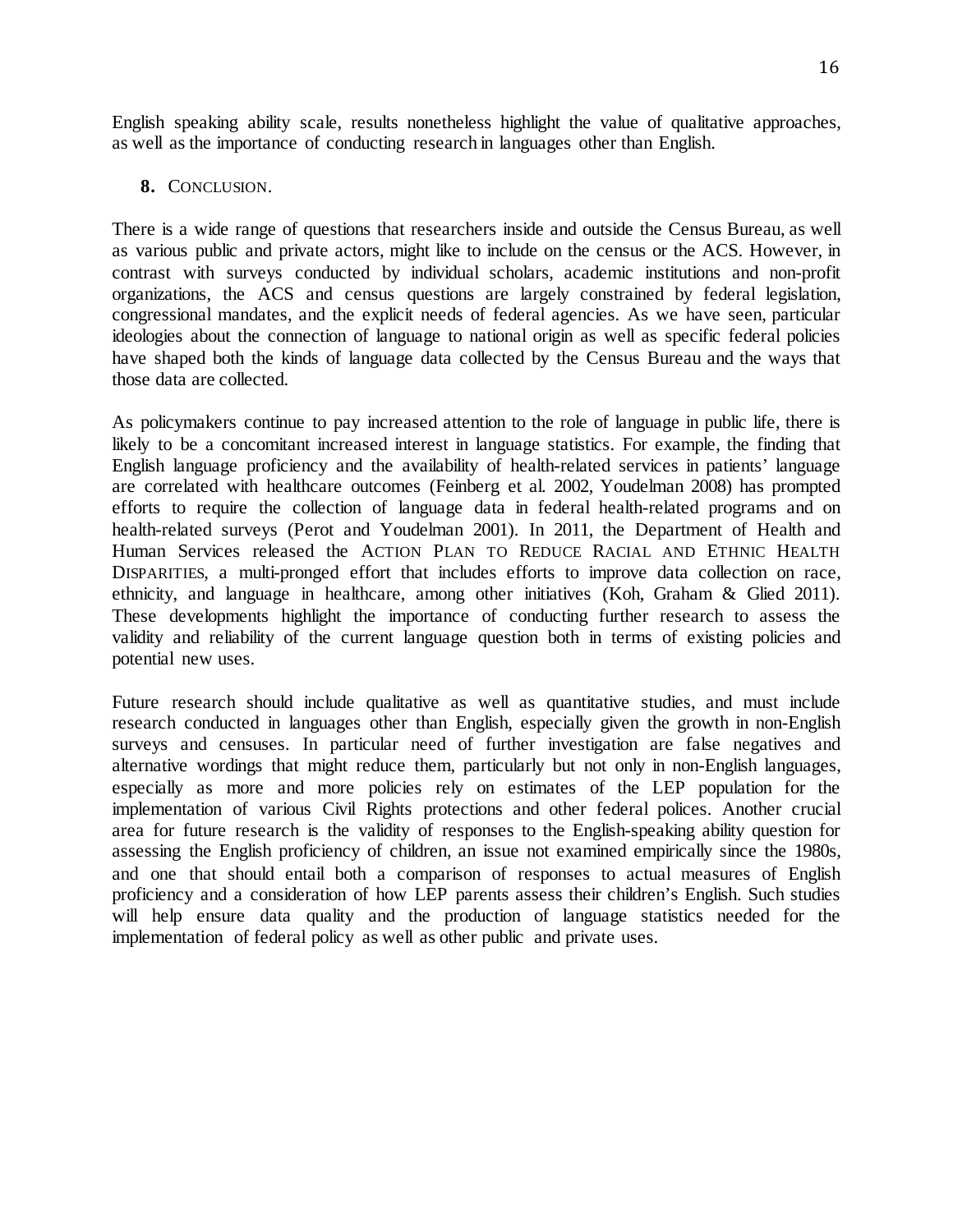English speaking ability scale, results nonetheless highlight the value of qualitative approaches, as well as the importance of conducting research in languages other than English.

## 8. CONCLUSION.

There is a wide range of questions that researchers inside and outside the Census Bureau, as well as various public and private actors, might like to include on the census or the ACS. However, in contrast with surveys conducted by individual scholars, academic institutions and non-profit organizations, the ACS and census questions are largely constrained by federal legislation, congressional mandates, and the explicit needs of federal agencies. As we have seen, particular ideologies about the connection of language to national origin as well as specific federal policies have shaped both the kinds of language data collected by the Census Bureau and the ways that those data are collected.

As policymakers continue to pay increased attention to the role of language in public life, there is likely to be a concomitant increased interest in language statistics. For example, the finding that English language proficiency and the availability of health-related services in patients' language are correlated with healthcare outcomes (Feinberg et al. 2002, Youdelman 2008) has prompted efforts to require the collection of language data in federal health-related programs and on health-related surveys (Perot and Youdelman 2001). In 2011, the Department of Health and Human Services released the ACTION PLAN TO REDUCE RACIAL AND ETHNIC HEALTH DISPARITIES, a multi-pronged effort that includes efforts to improve data collection on race, ethnicity, and language in healthcare, among other initiatives (Koh, Graham & Glied 2011). These developments highlight the importance of conducting further research to assess the validity and reliability of the current language question both in terms of existing policies and potential new uses.

Future research should include qualitative as well as quantitative studies, and must include research conducted in languages other than English, especially given the growth in non-English surveys and censuses. In particular need of further investigation are false negatives and alternative wordings that might reduce them, particularly but not only in non-English languages, especially as more and more policies rely on estimates of the LEP population for the implementation of various Civil Rights protections and other federal polices. Another crucial area for future research is the validity of responses to the English-speaking ability question for assessing the English proficiency of children, an issue not examined empirically since the 1980s, and one that should entail both a comparison of responses to actual measures of English proficiency and a consideration of how LEP parents assess their children's English. Such studies will help ensure data quality and the production of language statistics needed for the implementation of federal policy as well as other public and private uses.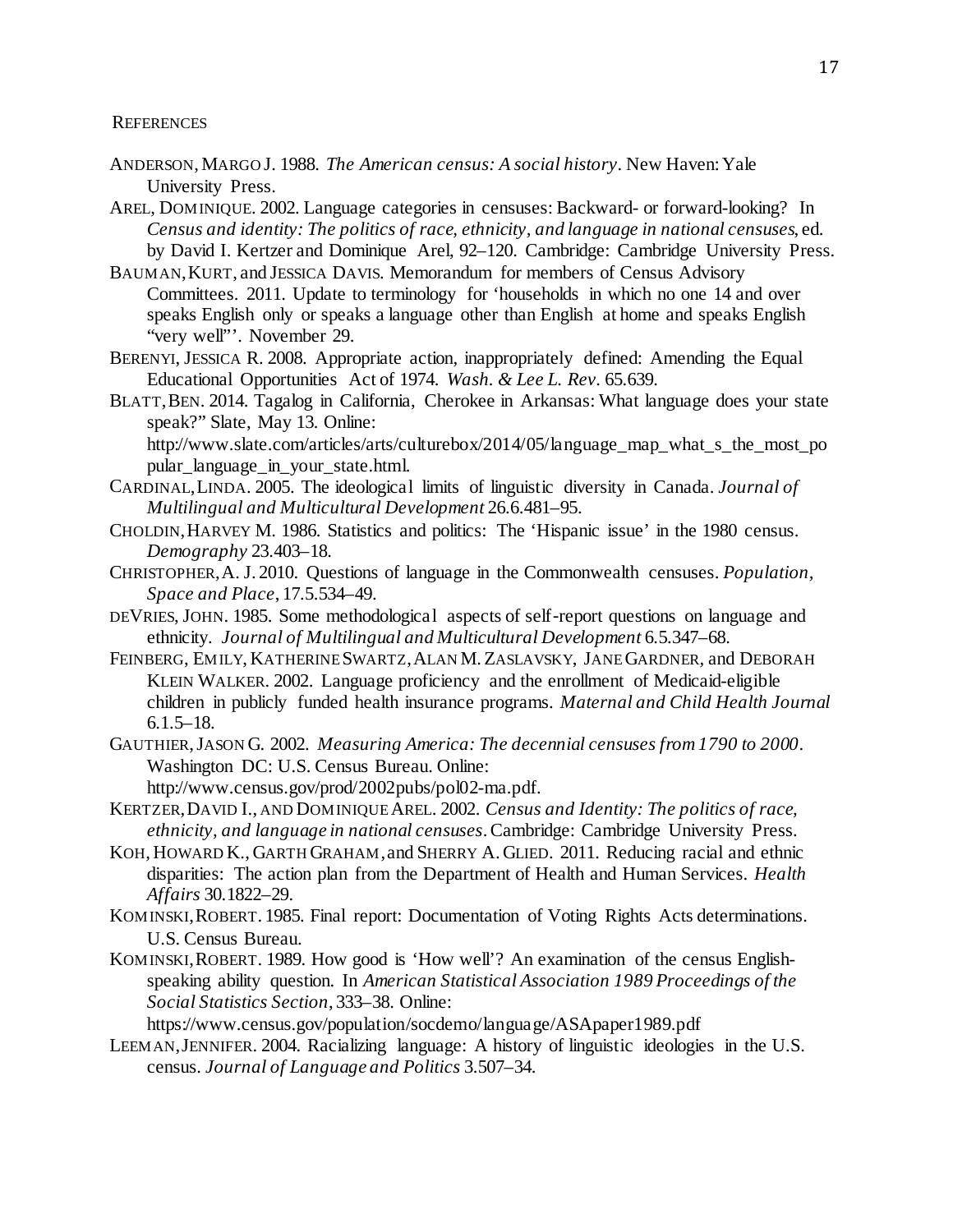## References

ANDERSON, MARGO J. 1988. *The American census: A social history*. New Haven: Yale University Press.

AREL, DOMINIQUE. 2002. Language categories in censuses: Backward- or forward-looking? In *Census and identity: The politics of race, ethnicity, and language in national censuses*, ed. by David I. Kertzer and Dominique Arel, 92–120. Cambridge: Cambridge University Press.

BAUMAN, KURT, and JESSICA DAVIS. Memorandum for members of Census Advisory Committees. 2011. Update to terminology for 'households in which no one 14 and over speaks English only or speaks a language other than English at home and speaks English "very well"'. November 29.

BERENYI, JESSICA R. 2008. Appropriate action, inappropriately defined: Amending the Equal Educational Opportunities Act of 1974. *Wash. & Lee L. Rev*. 65.639.

BLATT, BEN. 2014. Tagalog in California, Cherokee in Arkansas: What language does your state speak?" Slate, May 13. Online: http://www.slate.com/articles/arts/culturebox/2014/05/language_map_what_s_the_most_popular_language_in_your_state.html.

CARDINAL, LINDA. 2005. The ideological limits of linguistic diversity in Canada. *Journal of Multilingual and Multicultural Development* 26.6.481–95.

CHOLDIN, HARVEY M. 1986. Statistics and politics: The 'Hispanic issue' in the 1980 census. *Demography* 23.403–18.

CHRISTOPHER, A. J. 2010. Questions of language in the Commonwealth censuses. *Population, Space and Place*, 17.5.534–49.

DEVRIES, JOHN. 1985. Some methodological aspects of self-report questions on language and ethnicity. *Journal of Multilingual and Multicultural Development* 6.5.347–68.

FEINBERG, EMILY, KATHERINE SWARTZ, ALAN M. ZASLAVSKY, JANE GARDNER, and DEBORAH KLEIN WALKER. 2002. Language proficiency and the enrollment of Medicaid-eligible children in publicly funded health insurance programs. *Maternal and Child Health Journal* 6.1.5–18.

GAUTHIER, JASON G. 2002. *Measuring America: The decennial censuses from 1790 to 2000*. Washington DC: U.S. Census Bureau. Online: http://www.census.gov/prod/2002pubs/pol02-ma.pdf.

KERTZER, DAVID I., AND DOMINIQUE AREL. 2002. *Census and Identity: The politics of race, ethnicity, and language in national censuses*. Cambridge: Cambridge University Press.

KOH, HOWARD K., GARTH GRAHAM, and SHERRY A. GLIED. 2011. Reducing racial and ethnic disparities: The action plan from the Department of Health and Human Services. *Health Affairs* 30.1822–29.

KOMINSKI, ROBERT. 1985. Final report: Documentation of Voting Rights Acts determinations. U.S. Census Bureau.

KOMINSKI, ROBERT. 1989. How good is 'How well'? An examination of the census English-speaking ability question. In *American Statistical Association 1989 Proceedings of the Social Statistics Section*, 333–38. Online: https://www.census.gov/population/socdemo/language/ASApaper1989.pdf

LEEMAN, JENNIFER. 2004. Racializing language: A history of linguistic ideologies in the U.S. census. *Journal of Language and Politics* 3.507–34.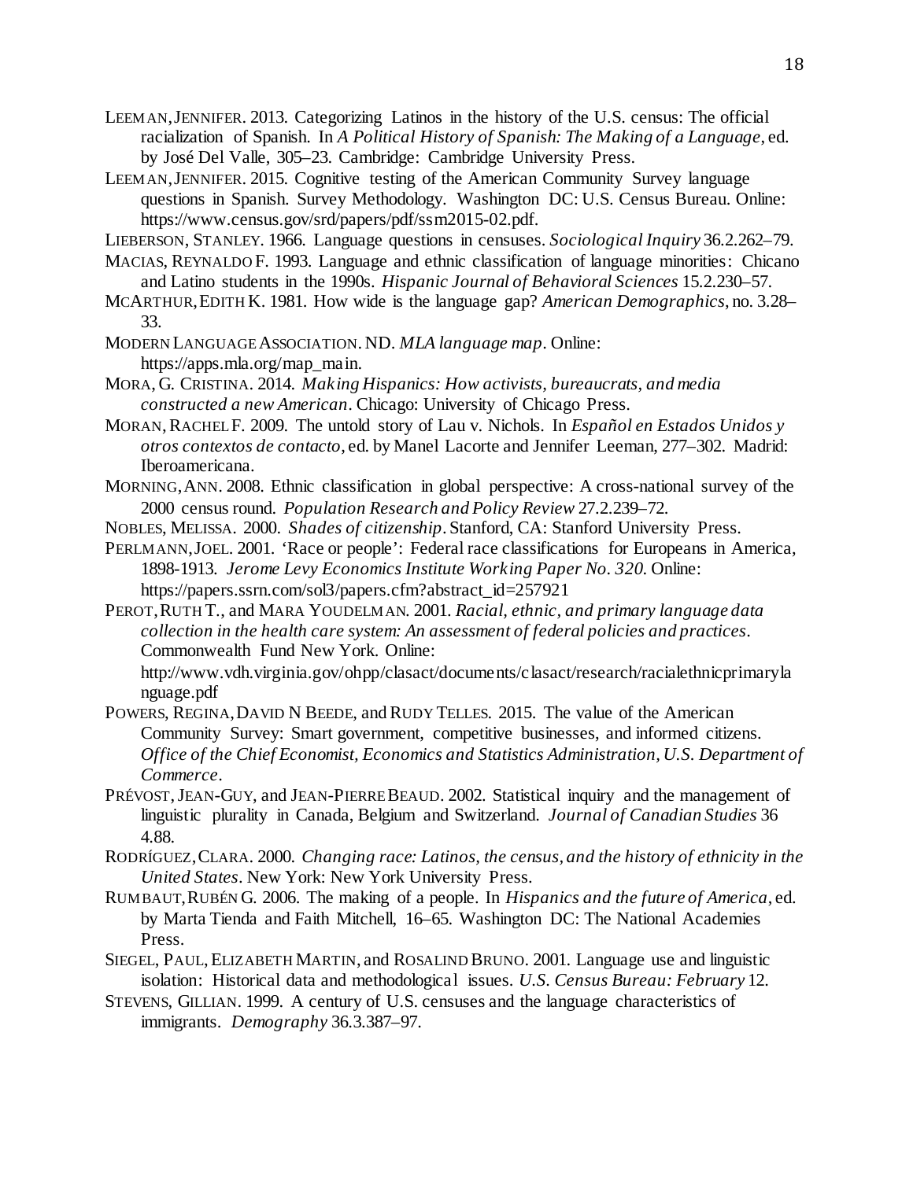LEEMAN, JENNIFER. 2013. Categorizing Latinos in the history of the U.S. census: The official racialization of Spanish. In *A Political History of Spanish: The Making of a Language*, ed. by José Del Valle, 305–23. Cambridge: Cambridge University Press.

LEEMAN, JENNIFER. 2015. Cognitive testing of the American Community Survey language questions in Spanish. Survey Methodology. Washington DC: U.S. Census Bureau. Online: https://www.census.gov/srd/papers/pdf/ssm2015-02.pdf.

LIEBERSON, STANLEY. 1966. Language questions in censuses. *Sociological Inquiry* 36.2.262–79.

MACIAS, REYNALDO F. 1993. Language and ethnic classification of language minorities: Chicano and Latino students in the 1990s. *Hispanic Journal of Behavioral Sciences* 15.2.230–57.

MCARTHUR, EDITH K. 1981. How wide is the language gap? *American Demographics*, no. 3.28–33.

MODERN LANGUAGE ASSOCIATION. ND. *MLA language map*. Online: https://apps.mla.org/map_main.

MORA, G. CRISTINA. 2014. *Making Hispanics: How activists, bureaucrats, and media constructed a new American*. Chicago: University of Chicago Press.

MORAN, RACHEL F. 2009. The untold story of Lau v. Nichols. In *Español en Estados Unidos y otros contextos de contacto*, ed. by Manel Lacorte and Jennifer Leeman, 277–302. Madrid: Iberoamericana.

MORNING, ANN. 2008. Ethnic classification in global perspective: A cross-national survey of the 2000 census round. *Population Research and Policy Review* 27.2.239–72.

NOBLES, MELISSA. 2000. *Shades of citizenship*. Stanford, CA: Stanford University Press.

PERLMANN, JOEL. 2001. 'Race or people': Federal race classifications for Europeans in America, 1898-1913. *Jerome Levy Economics Institute Working Paper No. 320*. Online: https://papers.ssrn.com/sol3/papers.cfm?abstract_id=257921

PEROT, RUTH T., and MARA YOUDELMAN. 2001. *Racial, ethnic, and primary language data collection in the health care system: An assessment of federal policies and practices*. Commonwealth Fund New York. Online: http://www.vdh.virginia.gov/ohpp/clasact/documents/clasact/research/racialethnicprimarylanguage.pdf

POWERS, REGINA, DAVID N BEEDE, and RUDY TELLES. 2015. The value of the American Community Survey: Smart government, competitive businesses, and informed citizens. *Office of the Chief Economist, Economics and Statistics Administration, U.S. Department of Commerce*.

PRÉVOST, JEAN-GUY, and JEAN-PIERRE BEAUD. 2002. Statistical inquiry and the management of linguistic plurality in Canada, Belgium and Switzerland. *Journal of Canadian Studies* 36 4.88.

RODRÍGUEZ, CLARA. 2000. *Changing race: Latinos, the census, and the history of ethnicity in the United States*. New York: New York University Press.

RUMBAUT, RUBÉN G. 2006. The making of a people. In *Hispanics and the future of America*, ed. by Marta Tienda and Faith Mitchell, 16–65. Washington DC: The National Academies Press.

SIEGEL, PAUL, ELIZABETH MARTIN, and ROSALIND BRUNO. 2001. Language use and linguistic isolation: Historical data and methodological issues. *U.S. Census Bureau: February* 12.

STEVENS, GILLIAN. 1999. A century of U.S. censuses and the language characteristics of immigrants. *Demography* 36.3.387–97.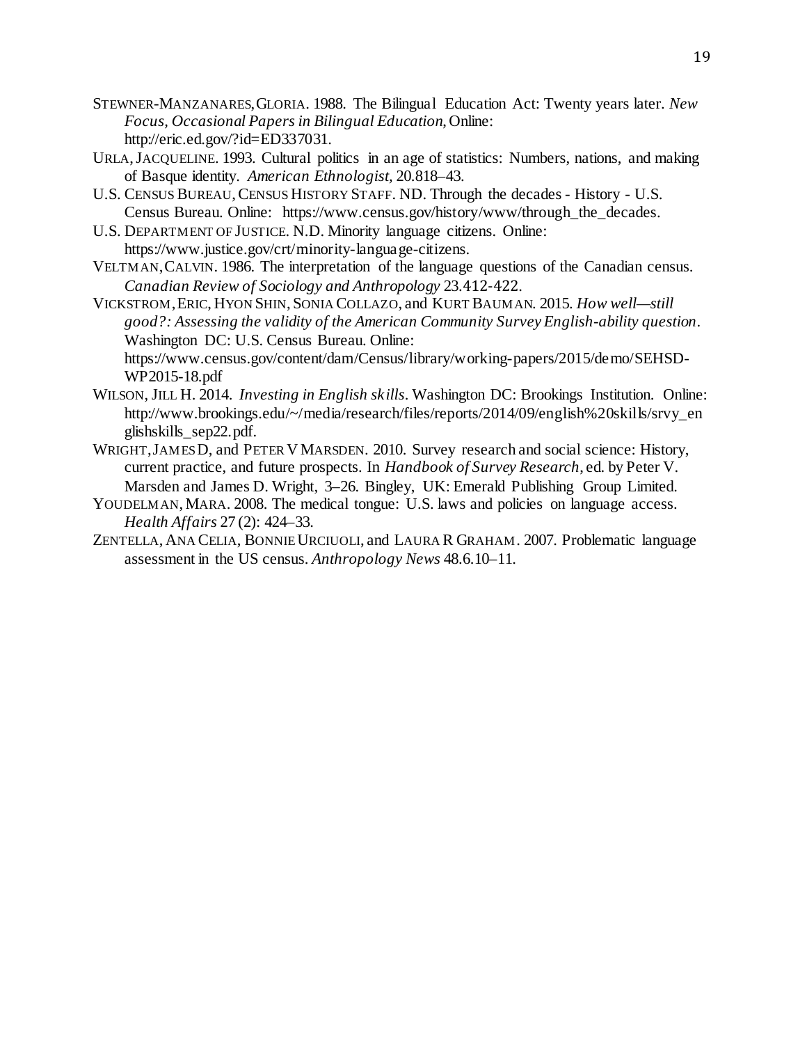STEWNER-MANZANARES, GLORIA. 1988. The Bilingual Education Act: Twenty years later. *New Focus, Occasional Papers in Bilingual Education,* Online: http://eric.ed.gov/?id=ED337031.

URLA, JACQUELINE. 1993. Cultural politics in an age of statistics: Numbers, nations, and making of Basque identity. *American Ethnologist*, 20.818–43.

U.S. CENSUS BUREAU, CENSUS HISTORY STAFF. ND. Through the decades - History - U.S. Census Bureau. Online: https://www.census.gov/history/www/through_the_decades.

U.S. DEPARTMENT OF JUSTICE. N.D. Minority language citizens. Online: https://www.justice.gov/crt/minority-language-citizens.

VELTMAN, CALVIN. 1986. The interpretation of the language questions of the Canadian census. *Canadian Review of Sociology and Anthropology* 23.412-422.

VICKSTROM, ERIC, HYON SHIN, SONIA COLLAZO, and KURT BAUMAN. 2015. *How well—still good?: Assessing the validity of the American Community Survey English-ability question*. Washington DC: U.S. Census Bureau. Online: https://www.census.gov/content/dam/Census/library/working-papers/2015/demo/SEHSD-WP2015-18.pdf

WILSON, JILL H. 2014. *Investing in English skills*. Washington DC: Brookings Institution. Online: http://www.brookings.edu/~/media/research/files/reports/2014/09/english%20skills/srvy_englishskills_sep22.pdf.

WRIGHT, JAMES D, and PETER V MARSDEN. 2010. Survey research and social science: History, current practice, and future prospects. In *Handbook of Survey Research*, ed. by Peter V. Marsden and James D. Wright, 3–26. Bingley, UK: Emerald Publishing Group Limited.

YOUDELMAN, MARA. 2008. The medical tongue: U.S. laws and policies on language access. *Health Affairs* 27 (2): 424–33.

ZENTELLA, ANA CELIA, BONNIE URCIUOLI, and LAURA R GRAHAM. 2007. Problematic language assessment in the US census. *Anthropology News* 48.6.10–11.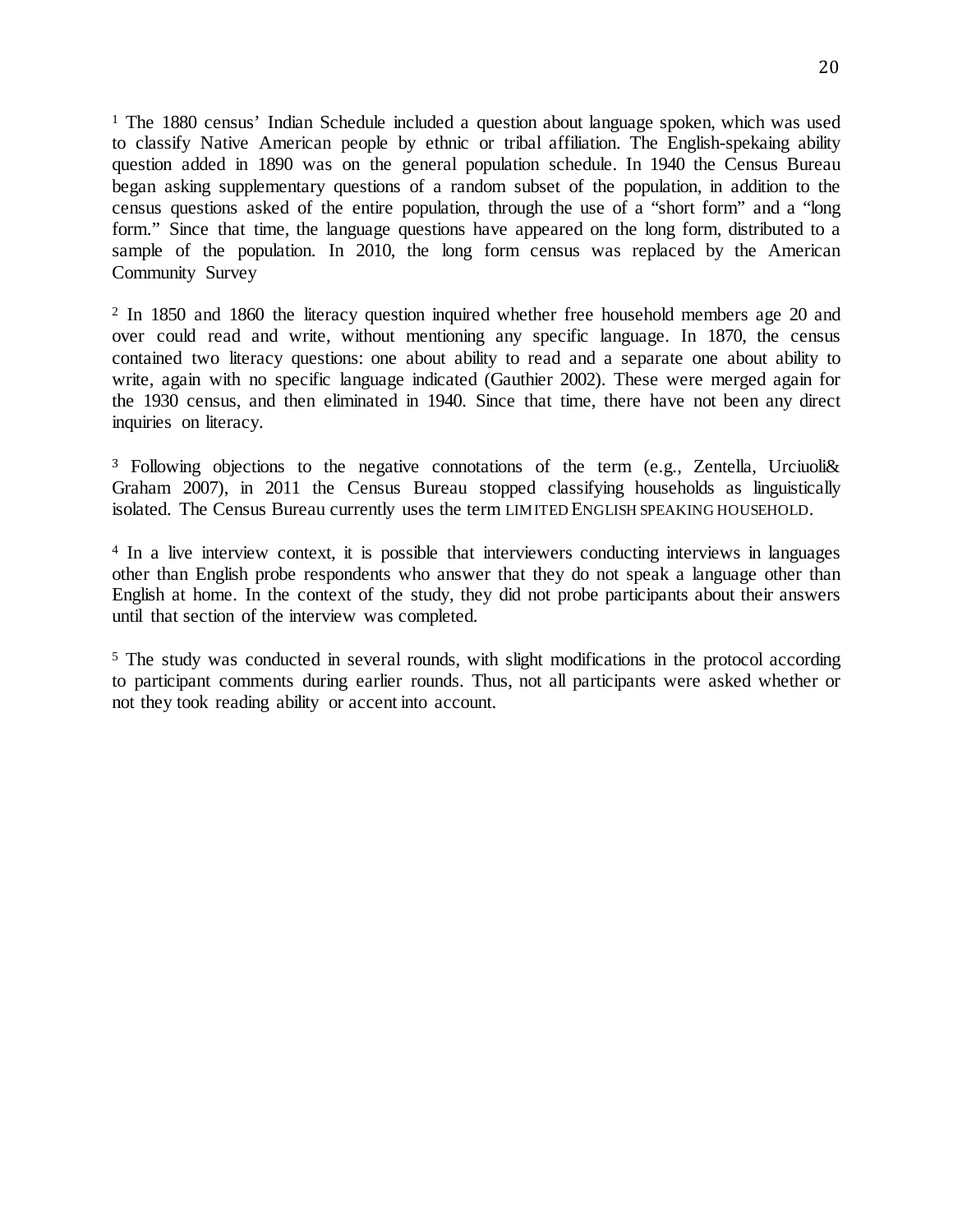[1] The 1880 census' Indian Schedule included a question about language spoken, which was used to classify Native American people by ethnic or tribal affiliation. The English-spekaing ability question added in 1890 was on the general population schedule. In 1940 the Census Bureau began asking supplementary questions of a random subset of the population, in addition to the census questions asked of the entire population, through the use of a "short form" and a "long form." Since that time, the language questions have appeared on the long form, distributed to a sample of the population. In 2010, the long form census was replaced by the American Community Survey

[2] In 1850 and 1860 the literacy question inquired whether free household members age 20 and over could read and write, without mentioning any specific language. In 1870, the census contained two literacy questions: one about ability to read and a separate one about ability to write, again with no specific language indicated (Gauthier 2002). These were merged again for the 1930 census, and then eliminated in 1940. Since that time, there have not been any direct inquiries on literacy.

[3] Following objections to the negative connotations of the term (e.g., Zentella, Urciuoli& Graham 2007), in 2011 the Census Bureau stopped classifying households as linguistically isolated. The Census Bureau currently uses the term LIMITED ENGLISH SPEAKING HOUSEHOLD.

[4] In a live interview context, it is possible that interviewers conducting interviews in languages other than English probe respondents who answer that they do not speak a language other than English at home. In the context of the study, they did not probe participants about their answers until that section of the interview was completed.

[5] The study was conducted in several rounds, with slight modifications in the protocol according to participant comments during earlier rounds. Thus, not all participants were asked whether or not they took reading ability or accent into account.